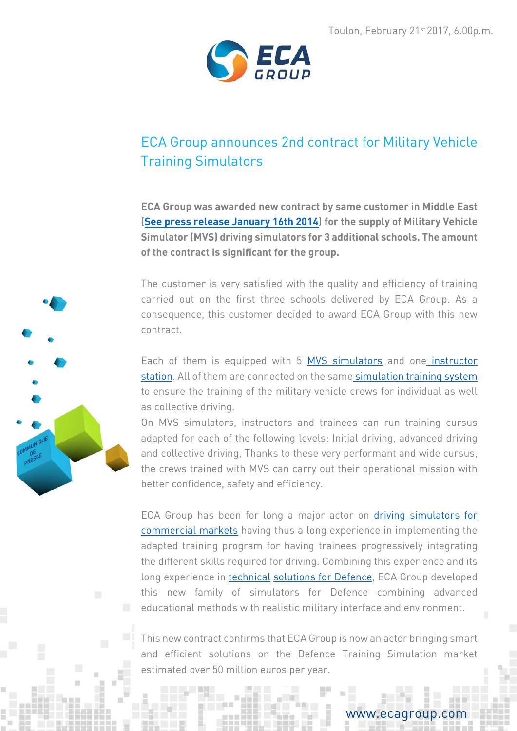Toulon, February 21st 2017, 6.00p.m.

# ECA Group announces 2nd contract for Military Vehicle Training Simulators

**ECA Group was awarded new contract by same customer in Middle East (See press release January 16th 2014) for the supply of Military Vehicle Simulator (MVS) driving simulators for 3 additional schools. The amount of the contract is significant for the group.**

The customer is very satisfied with the quality and efficiency of training carried out on the first three schools delivered by ECA Group. As a consequence, this customer decided to award ECA Group with this new contract.

Each of them is equipped with 5 MVS simulators and one instructor station. All of them are connected on the same simulation training system to ensure the training of the military vehicle crews for individual as well as collective driving.

On MVS simulators, instructors and trainees can run training cursus adapted for each of the following levels: Initial driving, advanced driving and collective driving, Thanks to these very performant and wide cursus, the crews trained with MVS can carry out their operational mission with better confidence, safety and efficiency.

ECA Group has been for long a major actor on driving simulators for commercial markets having thus a long experience in implementing the adapted training program for having trainees progressively integrating the different skills required for driving. Combining this experience and its long experience in technical solutions for Defence, ECA Group developed this new family of simulators for Defence combining advanced educational methods with realistic military interface and environment.

This new contract confirms that ECA Group is now an actor bringing smart and efficient solutions on the Defence Training Simulation market estimated over 50 million euros per year.

www.ecagroup.com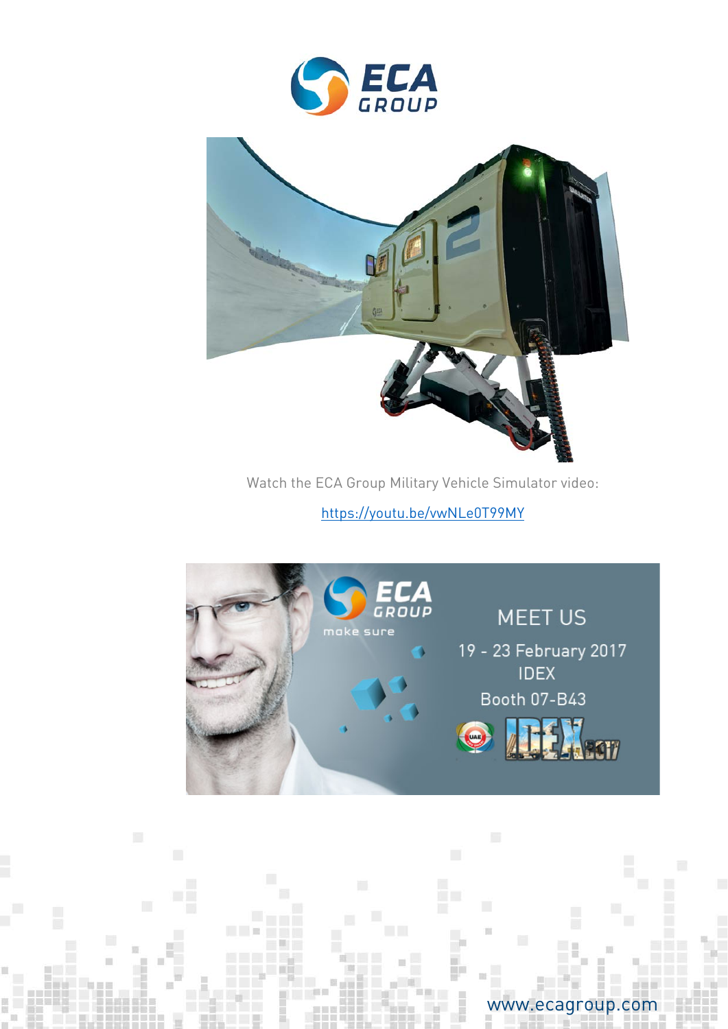Watch the ECA Group Military Vehicle Simulator video:

https://youtu.be/vwNLe0T99MY

MEET US

19 - 23 February 2017

IDEX

Booth 07-B43

www.ecagroup.com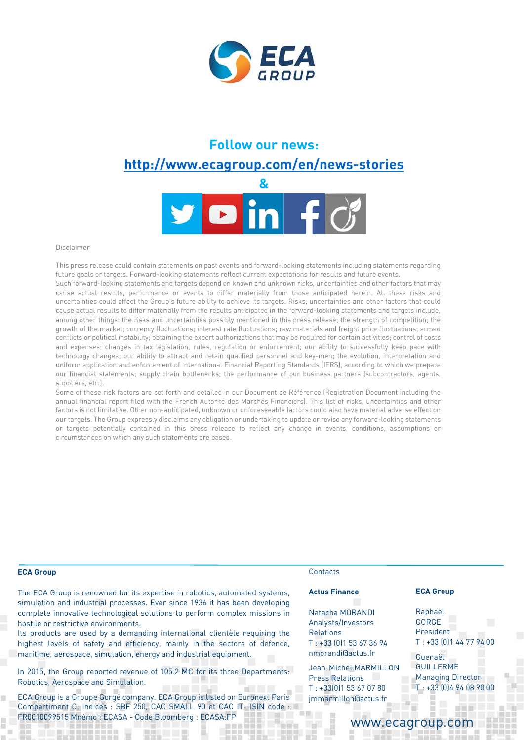## Follow our news:

## http://www.ecagroup.com/en/news-stories

## &

Disclaimer

This press release could contain statements on past events and forward-looking statements including statements regarding future goals or targets. Forward-looking statements reflect current expectations for results and future events.
Such forward-looking statements and targets depend on known and unknown risks, uncertainties and other factors that may cause actual results, performance or events to differ materially from those anticipated herein. All these risks and uncertainties could affect the Group's future ability to achieve its targets. Risks, uncertainties and other factors that could cause actual results to differ materially from the results anticipated in the forward-looking statements and targets include, among other things: the risks and uncertainties possibly mentioned in this press release; the strength of competition; the growth of the market; currency fluctuations; interest rate fluctuations; raw materials and freight price fluctuations; armed conflicts or political instability; obtaining the export authorizations that may be required for certain activities; control of costs and expenses; changes in tax legislation, rules, regulation or enforcement; our ability to successfully keep pace with technology changes; our ability to attract and retain qualified personnel and key-men; the evolution, interpretation and uniform application and enforcement of International Financial Reporting Standards (IFRS), according to which we prepare our financial statements; supply chain bottlenecks; the performance of our business partners (subcontractors, agents, suppliers, etc.).
Some of these risk factors are set forth and detailed in our Document de Référence (Registration Document including the annual financial report filed with the French Autorité des Marchés Financiers). This list of risks, uncertainties and other factors is not limitative. Other non-anticipated, unknown or unforeseeable factors could also have material adverse effect on our targets. The Group expressly disclaims any obligation or undertaking to update or revise any forward-looking statements or targets potentially contained in this press release to reflect any change in events, conditions, assumptions or circumstances on which any such statements are based.

**ECA Group**

The ECA Group is renowned for its expertise in robotics, automated systems, simulation and industrial processes. Ever since 1936 it has been developing complete innovative technological solutions to perform complex missions in hostile or restrictive environments.
Its products are used by a demanding international clientèle requiring the highest levels of safety and efficiency, mainly in the sectors of defence, maritime, aerospace, simulation, energy and industrial equipment.

In 2015, the Group reported revenue of 105.2 M€ for its three Departments: Robotics, Aerospace and Simulation.

ECA Group is a Groupe Gorgé company. ECA Group is listed on Euronext Paris Compartiment C. Indices : SBF 250, CAC SMALL 90 et CAC IT- ISIN code : FR0010099515 Mnémo : ECASA - Code Bloomberg : ECASA:FP

Contacts

**Actus Finance**

Natacha MORANDI
Analysts/Investors Relations
T : +33 (0)1 53 67 36 94
nmorandi@actus.fr

Jean-Michel MARMILLON
Press Relations
T : +33(0)1 53 67 07 80
jmmarmillon@actus.fr

**ECA Group**

Raphaël GORGE
President
T : +33 (0)1 44 77 94 00

Guenaël GUILLERME
Managing Director
T : +33 (0)4 94 08 90 00

www.ecagroup.com